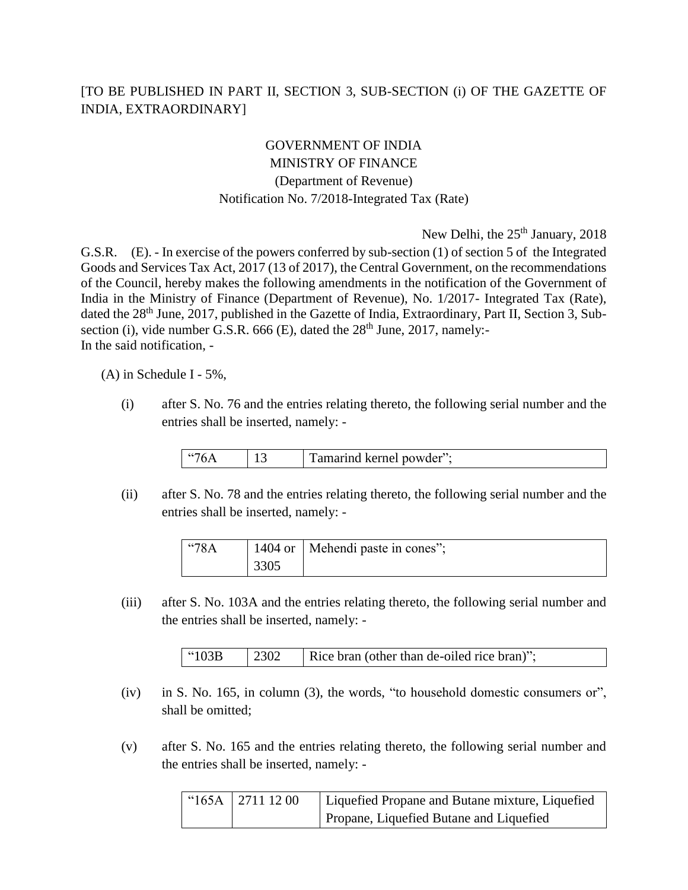[TO BE PUBLISHED IN PART II, SECTION 3, SUB-SECTION (i) OF THE GAZETTE OF INDIA, EXTRAORDINARY]

GOVERNMENT OF INDIA
MINISTRY OF FINANCE
(Department of Revenue)
Notification No. 7/2018-Integrated Tax (Rate)

New Delhi, the 25th January, 2018

G.S.R. (E). - In exercise of the powers conferred by sub-section (1) of section 5 of the Integrated Goods and Services Tax Act, 2017 (13 of 2017), the Central Government, on the recommendations of the Council, hereby makes the following amendments in the notification of the Government of India in the Ministry of Finance (Department of Revenue), No. 1/2017- Integrated Tax (Rate), dated the 28th June, 2017, published in the Gazette of India, Extraordinary, Part II, Section 3, Sub-section (i), vide number G.S.R. 666 (E), dated the 28th June, 2017, namely:-

In the said notification, -

(A) in Schedule I - 5%,

(i) after S. No. 76 and the entries relating thereto, the following serial number and the entries shall be inserted, namely: -

| "76A | 13 | Tamarind kernel powder"; |
|---|---|---|

(ii) after S. No. 78 and the entries relating thereto, the following serial number and the entries shall be inserted, namely: -

| "78A | 1404 or 3305 | Mehendi paste in cones"; |
|---|---|---|

(iii) after S. No. 103A and the entries relating thereto, the following serial number and the entries shall be inserted, namely: -

| "103B | 2302 | Rice bran (other than de-oiled rice bran)"; |
|---|---|---|

(iv) in S. No. 165, in column (3), the words, "to household domestic consumers or", shall be omitted;

(v) after S. No. 165 and the entries relating thereto, the following serial number and the entries shall be inserted, namely: -

| "165A | 2711 12 00 | Liquefied Propane and Butane mixture, Liquefied Propane, Liquefied Butane and Liquefied |
|---|---|---|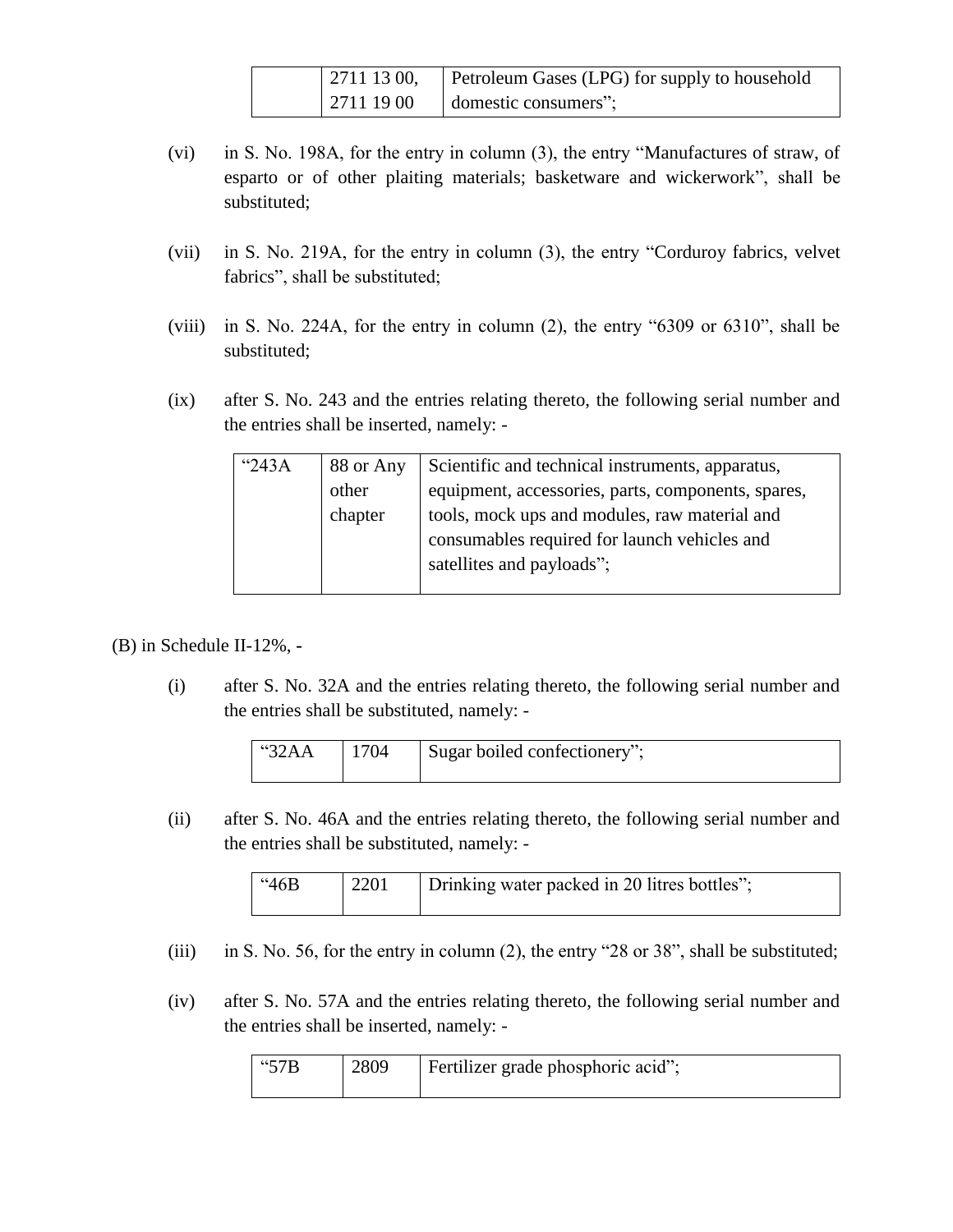| | 2711 13 00, 2711 19 00 | Petroleum Gases (LPG) for supply to household domestic consumers"; |
|---|---|---|

(vi) in S. No. 198A, for the entry in column (3), the entry "Manufactures of straw, of esparto or of other plaiting materials; basketware and wickerwork", shall be substituted;

(vii) in S. No. 219A, for the entry in column (3), the entry "Corduroy fabrics, velvet fabrics", shall be substituted;

(viii) in S. No. 224A, for the entry in column (2), the entry "6309 or 6310", shall be substituted;

(ix) after S. No. 243 and the entries relating thereto, the following serial number and the entries shall be inserted, namely: -

| "243A | 88 or Any other chapter | Scientific and technical instruments, apparatus, equipment, accessories, parts, components, spares, tools, mock ups and modules, raw material and consumables required for launch vehicles and satellites and payloads"; |
|---|---|---|

(B) in Schedule II-12%, -

(i) after S. No. 32A and the entries relating thereto, the following serial number and the entries shall be substituted, namely: -

| "32AA | 1704 | Sugar boiled confectionery"; |
|---|---|---|

(ii) after S. No. 46A and the entries relating thereto, the following serial number and the entries shall be substituted, namely: -

| "46B | 2201 | Drinking water packed in 20 litres bottles"; |
|---|---|---|

(iii) in S. No. 56, for the entry in column (2), the entry "28 or 38", shall be substituted;

(iv) after S. No. 57A and the entries relating thereto, the following serial number and the entries shall be inserted, namely: -

| "57B | 2809 | Fertilizer grade phosphoric acid"; |
|---|---|---|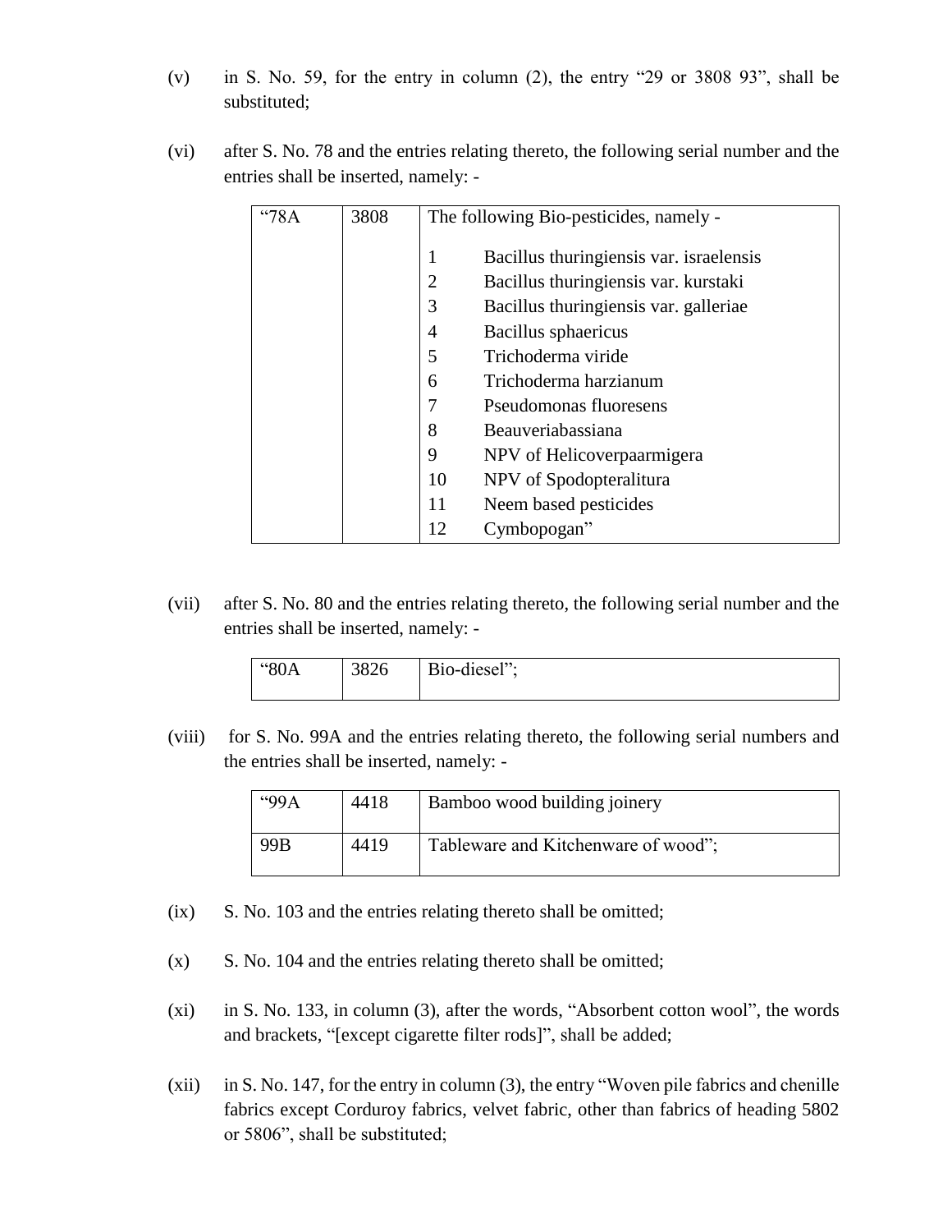(v) in S. No. 59, for the entry in column (2), the entry "29 or 3808 93", shall be substituted;

(vi) after S. No. 78 and the entries relating thereto, the following serial number and the entries shall be inserted, namely: -

| | | |
|---|---|---|
| "78A | 3808 | The following Bio-pesticides, namely -<br><br>1 Bacillus thuringiensis var. israelensis<br>2 Bacillus thuringiensis var. kurstaki<br>3 Bacillus thuringiensis var. galleriae<br>4 Bacillus sphaericus<br>5 Trichoderma viride<br>6 Trichoderma harzianum<br>7 Pseudomonas fluoresens<br>8 Beauveriabassiana<br>9 NPV of Helicoverpaarmigera<br>10 NPV of Spodopteralitura<br>11 Neem based pesticides<br>12 Cymbopogan" |

(vii) after S. No. 80 and the entries relating thereto, the following serial number and the entries shall be inserted, namely: -

| | | |
|---|---|---|
| "80A | 3826 | Bio-diesel"; |

(viii) for S. No. 99A and the entries relating thereto, the following serial numbers and the entries shall be inserted, namely: -

| | | |
|---|---|---|
| "99A | 4418 | Bamboo wood building joinery |
| 99B | 4419 | Tableware and Kitchenware of wood"; |

(ix) S. No. 103 and the entries relating thereto shall be omitted;

(x) S. No. 104 and the entries relating thereto shall be omitted;

(xi) in S. No. 133, in column (3), after the words, "Absorbent cotton wool", the words and brackets, "[except cigarette filter rods]", shall be added;

(xii) in S. No. 147, for the entry in column (3), the entry "Woven pile fabrics and chenille fabrics except Corduroy fabrics, velvet fabric, other than fabrics of heading 5802 or 5806", shall be substituted;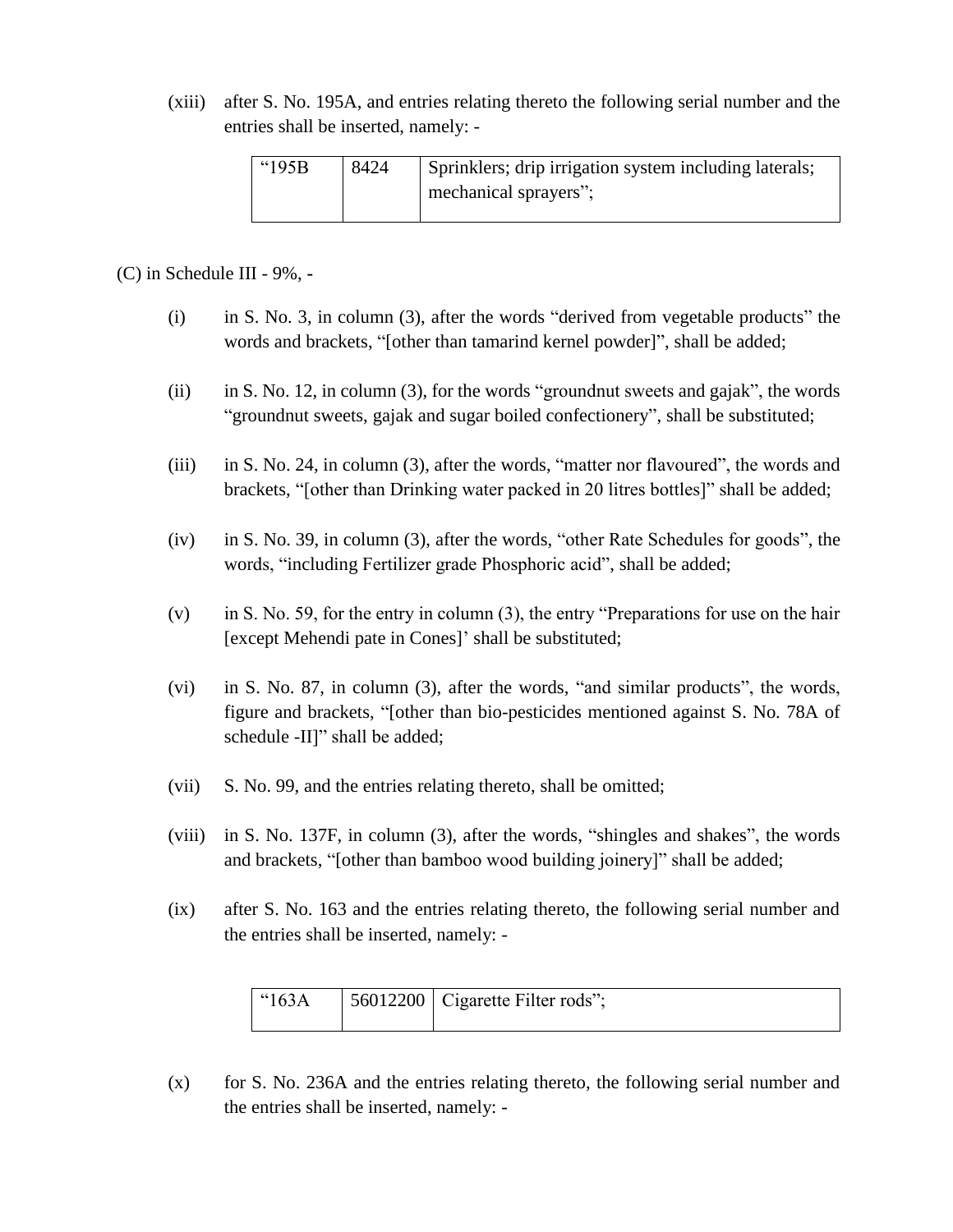(xiii) after S. No. 195A, and entries relating thereto the following serial number and the entries shall be inserted, namely: -

| “195B | 8424 | Sprinklers; drip irrigation system including laterals; mechanical sprayers”; |
|---|---|---|

(C) in Schedule III - 9%, -

(i) in S. No. 3, in column (3), after the words “derived from vegetable products” the words and brackets, “[other than tamarind kernel powder]”, shall be added;

(ii) in S. No. 12, in column (3), for the words “groundnut sweets and gajak”, the words “groundnut sweets, gajak and sugar boiled confectionery”, shall be substituted;

(iii) in S. No. 24, in column (3), after the words, “matter nor flavoured”, the words and brackets, “[other than Drinking water packed in 20 litres bottles]” shall be added;

(iv) in S. No. 39, in column (3), after the words, “other Rate Schedules for goods”, the words, “including Fertilizer grade Phosphoric acid”, shall be added;

(v) in S. No. 59, for the entry in column (3), the entry “Preparations for use on the hair [except Mehendi pate in Cones]’ shall be substituted;

(vi) in S. No. 87, in column (3), after the words, “and similar products”, the words, figure and brackets, “[other than bio-pesticides mentioned against S. No. 78A of schedule -II]” shall be added;

(vii) S. No. 99, and the entries relating thereto, shall be omitted;

(viii) in S. No. 137F, in column (3), after the words, “shingles and shakes”, the words and brackets, “[other than bamboo wood building joinery]” shall be added;

(ix) after S. No. 163 and the entries relating thereto, the following serial number and the entries shall be inserted, namely: -

| “163A | 56012200 | Cigarette Filter rods”; |
|---|---|---|

(x) for S. No. 236A and the entries relating thereto, the following serial number and the entries shall be inserted, namely: -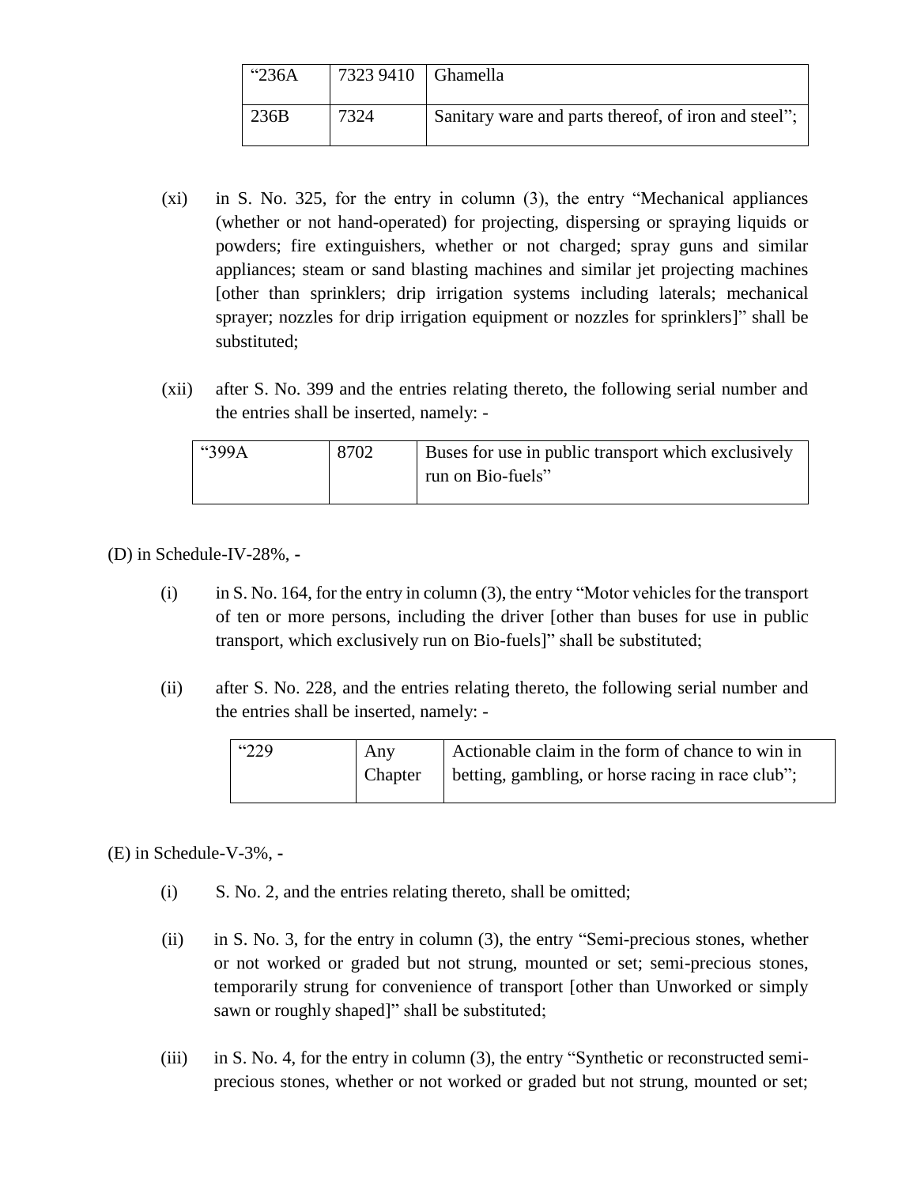| “236A | 7323 9410 | Ghamella |
|---|---|---|
| 236B | 7324 | Sanitary ware and parts thereof, of iron and steel”; |

(xi) in S. No. 325, for the entry in column (3), the entry “Mechanical appliances (whether or not hand-operated) for projecting, dispersing or spraying liquids or powders; fire extinguishers, whether or not charged; spray guns and similar appliances; steam or sand blasting machines and similar jet projecting machines [other than sprinklers; drip irrigation systems including laterals; mechanical sprayer; nozzles for drip irrigation equipment or nozzles for sprinklers]” shall be substituted;

(xii) after S. No. 399 and the entries relating thereto, the following serial number and the entries shall be inserted, namely: -

| “399A | 8702 | Buses for use in public transport which exclusively run on Bio-fuels” |
|---|---|---|

(D) in Schedule-IV-28%, -

(i) in S. No. 164, for the entry in column (3), the entry “Motor vehicles for the transport of ten or more persons, including the driver [other than buses for use in public transport, which exclusively run on Bio-fuels]” shall be substituted;

(ii) after S. No. 228, and the entries relating thereto, the following serial number and the entries shall be inserted, namely: -

| “229 | Any Chapter | Actionable claim in the form of chance to win in betting, gambling, or horse racing in race club”; |
|---|---|---|

(E) in Schedule-V-3%, -

(i) S. No. 2, and the entries relating thereto, shall be omitted;

(ii) in S. No. 3, for the entry in column (3), the entry “Semi-precious stones, whether or not worked or graded but not strung, mounted or set; semi-precious stones, temporarily strung for convenience of transport [other than Unworked or simply sawn or roughly shaped]” shall be substituted;

(iii) in S. No. 4, for the entry in column (3), the entry “Synthetic or reconstructed semi-precious stones, whether or not worked or graded but not strung, mounted or set;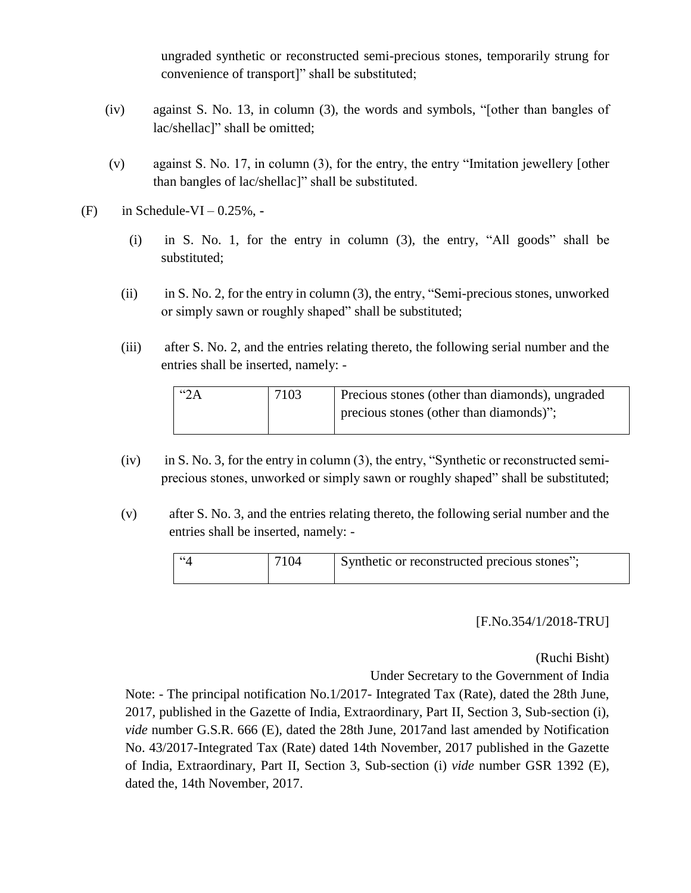ungraded synthetic or reconstructed semi-precious stones, temporarily strung for convenience of transport]" shall be substituted;

(iv) against S. No. 13, in column (3), the words and symbols, "[other than bangles of lac/shellac]" shall be omitted;

(v) against S. No. 17, in column (3), for the entry, the entry "Imitation jewellery [other than bangles of lac/shellac]" shall be substituted.

(F) in Schedule-VI – 0.25%, -

(i) in S. No. 1, for the entry in column (3), the entry, "All goods" shall be substituted;

(ii) in S. No. 2, for the entry in column (3), the entry, "Semi-precious stones, unworked or simply sawn or roughly shaped" shall be substituted;

(iii) after S. No. 2, and the entries relating thereto, the following serial number and the entries shall be inserted, namely: -

| | | |
|---|---|---|
| "2A | 7103 | Precious stones (other than diamonds), ungraded precious stones (other than diamonds)"; |

(iv) in S. No. 3, for the entry in column (3), the entry, "Synthetic or reconstructed semi-precious stones, unworked or simply sawn or roughly shaped" shall be substituted;

(v) after S. No. 3, and the entries relating thereto, the following serial number and the entries shall be inserted, namely: -

| | | |
|---|---|---|
| "4 | 7104 | Synthetic or reconstructed precious stones"; |

[F.No.354/1/2018-TRU]

(Ruchi Bisht)

Under Secretary to the Government of India

Note: - The principal notification No.1/2017- Integrated Tax (Rate), dated the 28th June, 2017, published in the Gazette of India, Extraordinary, Part II, Section 3, Sub-section (i), *vide* number G.S.R. 666 (E), dated the 28th June, 2017and last amended by Notification No. 43/2017-Integrated Tax (Rate) dated 14th November, 2017 published in the Gazette of India, Extraordinary, Part II, Section 3, Sub-section (i) *vide* number GSR 1392 (E), dated the, 14th November, 2017.